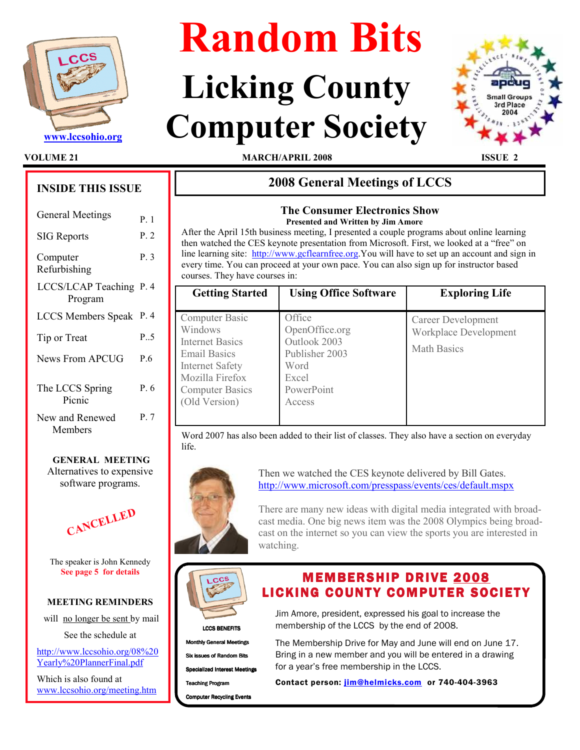# Random Bits

# Licking County Computer Society

www.lccsohio.org

**VOLUME 21** — **MARCH/APRIL 2008** — **ISSUE 2**

## INSIDE THIS ISSUE

| | |
|---|---|
| General Meetings | P. 1 |
| SIG Reports | P. 2 |
| Computer Refurbishing | P. 3 |
| LCCS/LCAP Teaching Program | P. 4 |
| LCCS Members Speak | P. 4 |
| Tip or Treat | P..5 |
| News From APCUG | P.6 |
| The LCCS Spring Picnic | P. 6 |
| New and Renewed Members | P. 7 |

**GENERAL MEETING**

Alternatives to expensive software programs.

CANCELLED

The speaker is John Kennedy

**See page 5 for details**

**MEETING REMINDERS**

will no longer be sent by mail

See the schedule at

http://www.lccsohio.org/08%20Yearly%20PlannerFinal.pdf

Which is also found at

www.lccsohio.org/meeting.htm

## 2008 General Meetings of LCCS

### The Consumer Electronics Show

**Presented and Written by Jim Amore**

After the April 15th business meeting, I presented a couple programs about online learning then watched the CES keynote presentation from Microsoft. First, we looked at a "free" on line learning site: http://www.gcflearnfree.org.You will have to set up an account and sign in every time. You can proceed at your own pace. You can also sign up for instructor based courses. They have courses in:

| Getting Started | Using Office Software | Exploring Life |
|---|---|---|
| Computer Basic<br>Windows<br>Internet Basics<br>Email Basics<br>Internet Safety<br>Mozilla Firefox<br>Computer Basics<br>(Old Version) | Office<br>OpenOffice.org<br>Outlook 2003<br>Publisher 2003<br>Word<br>Excel<br>PowerPoint<br>Access | Career Development<br>Workplace Development<br>Math Basics |

Word 2007 has also been added to their list of classes. They also have a section on everyday life.

Then we watched the CES keynote delivered by Bill Gates. http://www.microsoft.com/presspass/events/ces/default.mspx

There are many new ideas with digital media integrated with broadcast media. One big news item was the 2008 Olympics being broadcast on the internet so you can view the sports you are interested in watching.

## MEMBERSHIP DRIVE 2008 LICKING COUNTY COMPUTER SOCIETY

**LCCS BENEFITS**

- Monthly General Meetings
- Six issues of Random Bits
- Specialized Interest Meetings
- Teaching Program
- Computer Recycling Events

Jim Amore, president, expressed his goal to increase the membership of the LCCS by the end of 2008.

The Membership Drive for May and June will end on June 17. Bring in a new member and you will be entered in a drawing for a year's free membership in the LCCS.

**Contact person: jim@helmicks.com or 740-404-3963**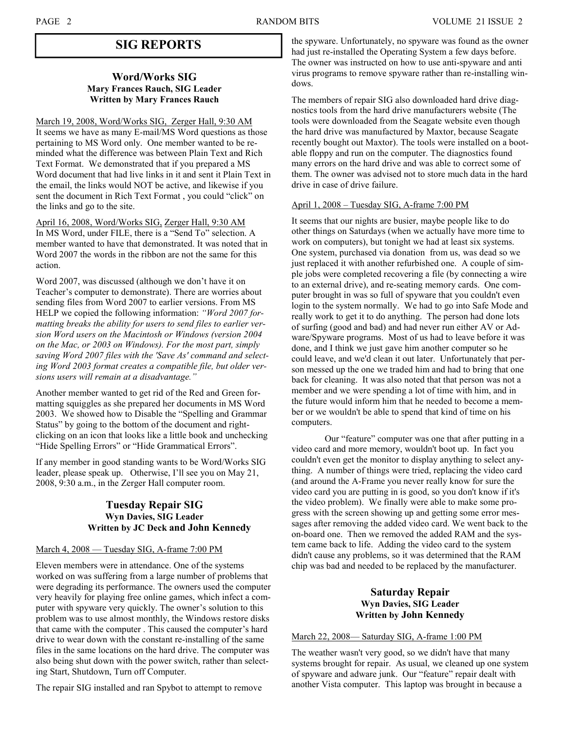## SIG REPORTS

### Word/Works SIG

**Mary Frances Rauch, SIG Leader**
**Written by Mary Frances Rauch**

March 19, 2008, Word/Works SIG, Zerger Hall, 9:30 AM

It seems we have as many E-mail/MS Word questions as those pertaining to MS Word only. One member wanted to be reminded what the difference was between Plain Text and Rich Text Format. We demonstrated that if you prepared a MS Word document that had live links in it and sent it Plain Text in the email, the links would NOT be active, and likewise if you sent the document in Rich Text Format , you could "click" on the links and go to the site.

April 16, 2008, Word/Works SIG, Zerger Hall, 9:30 AM

In MS Word, under FILE, there is a "Send To" selection. A member wanted to have that demonstrated. It was noted that in Word 2007 the words in the ribbon are not the same for this action.

Word 2007, was discussed (although we don't have it on Teacher's computer to demonstrate). There are worries about sending files from Word 2007 to earlier versions. From MS HELP we copied the following information: *"Word 2007 formatting breaks the ability for users to send files to earlier version Word users on the Macintosh or Windows (version 2004 on the Mac, or 2003 on Windows). For the most part, simply saving Word 2007 files with the 'Save As' command and selecting Word 2003 format creates a compatible file, but older versions users will remain at a disadvantage."*

Another member wanted to get rid of the Red and Green formatting squiggles as she prepared her documents in MS Word 2003. We showed how to Disable the "Spelling and Grammar Status" by going to the bottom of the document and right-clicking on an icon that looks like a little book and unchecking "Hide Spelling Errors" or "Hide Grammatical Errors".

If any member in good standing wants to be Word/Works SIG leader, please speak up. Otherwise, I'll see you on May 21, 2008, 9:30 a.m., in the Zerger Hall computer room.

### Tuesday Repair SIG

**Wyn Davies, SIG Leader**
**Written by JC Deck and John Kennedy**

March 4, 2008 — Tuesday SIG, A-frame 7:00 PM

Eleven members were in attendance. One of the systems worked on was suffering from a large number of problems that were degrading its performance. The owners used the computer very heavily for playing free online games, which infect a computer with spyware very quickly. The owner's solution to this problem was to use almost monthly, the Windows restore disks that came with the computer . This caused the computer's hard drive to wear down with the constant re-installing of the same files in the same locations on the hard drive. The computer was also being shut down with the power switch, rather than selecting Start, Shutdown, Turn off Computer.

The repair SIG installed and ran Spybot to attempt to remove the spyware. Unfortunately, no spyware was found as the owner had just re-installed the Operating System a few days before. The owner was instructed on how to use anti-spyware and anti virus programs to remove spyware rather than re-installing windows.

The members of repair SIG also downloaded hard drive diagnostics tools from the hard drive manufacturers website (The tools were downloaded from the Seagate website even though the hard drive was manufactured by Maxtor, because Seagate recently bought out Maxtor). The tools were installed on a bootable floppy and run on the computer. The diagnostics found many errors on the hard drive and was able to correct some of them. The owner was advised not to store much data in the hard drive in case of drive failure.

April 1, 2008 – Tuesday SIG, A-frame 7:00 PM

It seems that our nights are busier, maybe people like to do other things on Saturdays (when we actually have more time to work on computers), but tonight we had at least six systems. One system, purchased via donation from us, was dead so we just replaced it with another refurbished one. A couple of simple jobs were completed recovering a file (by connecting a wire to an external drive), and re-seating memory cards. One computer brought in was so full of spyware that you couldn't even login to the system normally. We had to go into Safe Mode and really work to get it to do anything. The person had done lots of surfing (good and bad) and had never run either AV or Adware/Spyware programs. Most of us had to leave before it was done, and I think we just gave him another computer so he could leave, and we'd clean it out later. Unfortunately that person messed up the one we traded him and had to bring that one back for cleaning. It was also noted that that person was not a member and we were spending a lot of time with him, and in the future would inform him that he needed to become a member or we wouldn't be able to spend that kind of time on his computers.

Our "feature" computer was one that after putting in a video card and more memory, wouldn't boot up. In fact you couldn't even get the monitor to display anything to select anything. A number of things were tried, replacing the video card (and around the A-Frame you never really know for sure the video card you are putting in is good, so you don't know if it's the video problem). We finally were able to make some progress with the screen showing up and getting some error messages after removing the added video card. We went back to the on-board one. Then we removed the added RAM and the system came back to life. Adding the video card to the system didn't cause any problems, so it was determined that the RAM chip was bad and needed to be replaced by the manufacturer.

### Saturday Repair

**Wyn Davies, SIG Leader**
**Written by John Kennedy**

March 22, 2008— Saturday SIG, A-frame 1:00 PM

The weather wasn't very good, so we didn't have that many systems brought for repair. As usual, we cleaned up one system of spyware and adware junk. Our "feature" repair dealt with another Vista computer. This laptop was brought in because a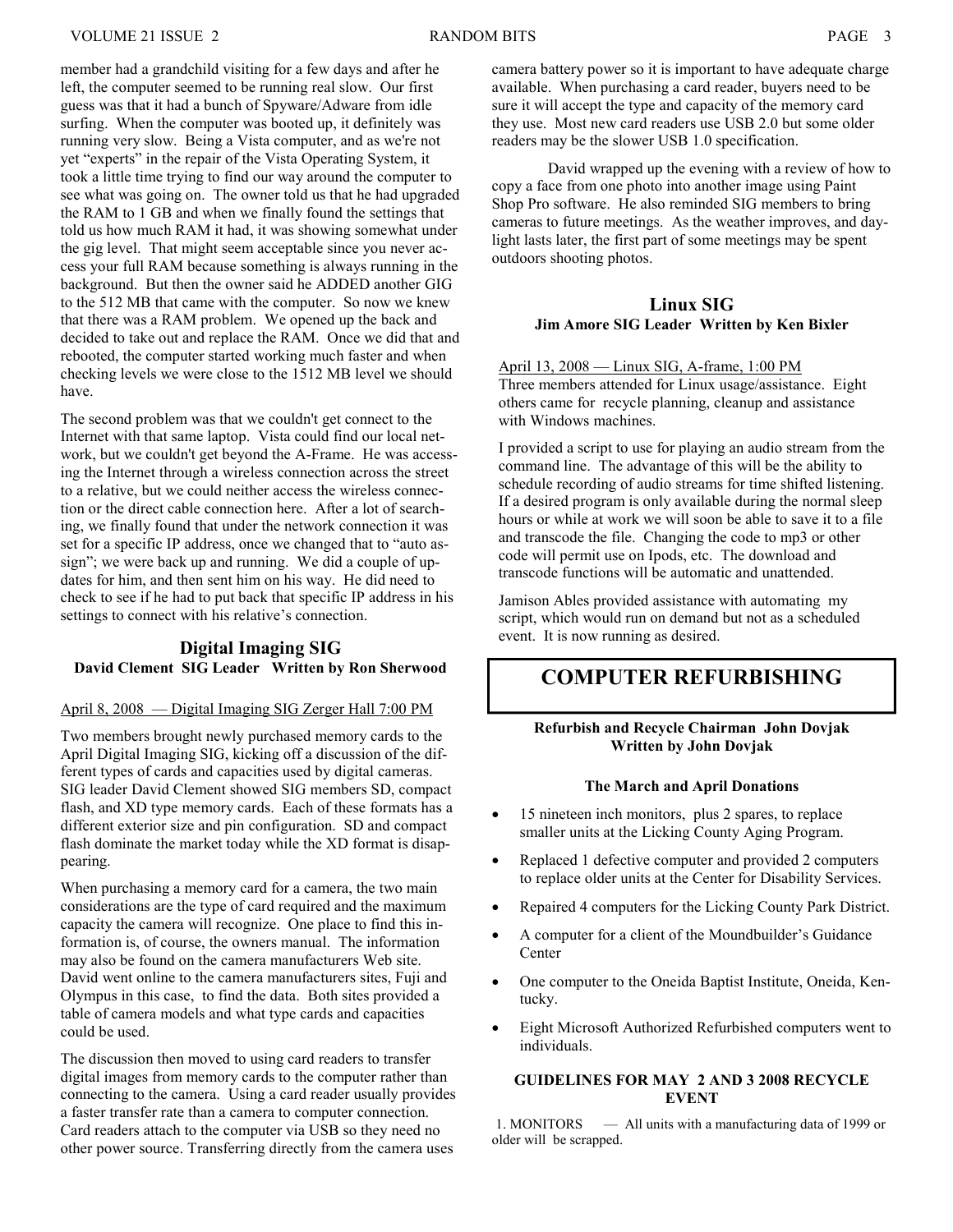member had a grandchild visiting for a few days and after he left, the computer seemed to be running real slow. Our first guess was that it had a bunch of Spyware/Adware from idle surfing. When the computer was booted up, it definitely was running very slow. Being a Vista computer, and as we're not yet "experts" in the repair of the Vista Operating System, it took a little time trying to find our way around the computer to see what was going on. The owner told us that he had upgraded the RAM to 1 GB and when we finally found the settings that told us how much RAM it had, it was showing somewhat under the gig level. That might seem acceptable since you never access your full RAM because something is always running in the background. But then the owner said he ADDED another GIG to the 512 MB that came with the computer. So now we knew that there was a RAM problem. We opened up the back and decided to take out and replace the RAM. Once we did that and rebooted, the computer started working much faster and when checking levels we were close to the 1512 MB level we should have.

The second problem was that we couldn't get connect to the Internet with that same laptop. Vista could find our local network, but we couldn't get beyond the A-Frame. He was accessing the Internet through a wireless connection across the street to a relative, but we could neither access the wireless connection or the direct cable connection here. After a lot of searching, we finally found that under the network connection it was set for a specific IP address, once we changed that to "auto assign"; we were back up and running. We did a couple of updates for him, and then sent him on his way. He did need to check to see if he had to put back that specific IP address in his settings to connect with his relative's connection.

### Digital Imaging SIG

**David Clement SIG Leader Written by Ron Sherwood**

April 8, 2008 — Digital Imaging SIG Zerger Hall 7:00 PM

Two members brought newly purchased memory cards to the April Digital Imaging SIG, kicking off a discussion of the different types of cards and capacities used by digital cameras. SIG leader David Clement showed SIG members SD, compact flash, and XD type memory cards. Each of these formats has a different exterior size and pin configuration. SD and compact flash dominate the market today while the XD format is disappearing.

When purchasing a memory card for a camera, the two main considerations are the type of card required and the maximum capacity the camera will recognize. One place to find this information is, of course, the owners manual. The information may also be found on the camera manufacturers Web site. David went online to the camera manufacturers sites, Fuji and Olympus in this case, to find the data. Both sites provided a table of camera models and what type cards and capacities could be used.

The discussion then moved to using card readers to transfer digital images from memory cards to the computer rather than connecting to the camera. Using a card reader usually provides a faster transfer rate than a camera to computer connection. Card readers attach to the computer via USB so they need no other power source. Transferring directly from the camera uses camera battery power so it is important to have adequate charge available. When purchasing a card reader, buyers need to be sure it will accept the type and capacity of the memory card they use. Most new card readers use USB 2.0 but some older readers may be the slower USB 1.0 specification.

David wrapped up the evening with a review of how to copy a face from one photo into another image using Paint Shop Pro software. He also reminded SIG members to bring cameras to future meetings. As the weather improves, and daylight lasts later, the first part of some meetings may be spent outdoors shooting photos.

### Linux SIG

**Jim Amore SIG Leader Written by Ken Bixler**

April 13, 2008 — Linux SIG, A-frame, 1:00 PM
Three members attended for Linux usage/assistance. Eight others came for recycle planning, cleanup and assistance with Windows machines.

I provided a script to use for playing an audio stream from the command line. The advantage of this will be the ability to schedule recording of audio streams for time shifted listening. If a desired program is only available during the normal sleep hours or while at work we will soon be able to save it to a file and transcode the file. Changing the code to mp3 or other code will permit use on Ipods, etc. The download and transcode functions will be automatic and unattended.

Jamison Ables provided assistance with automating my script, which would run on demand but not as a scheduled event. It is now running as desired.

## COMPUTER REFURBISHING

**Refurbish and Recycle Chairman John Dovjak**
**Written by John Dovjak**

**The March and April Donations**

- 15 nineteen inch monitors, plus 2 spares, to replace smaller units at the Licking County Aging Program.
- Replaced 1 defective computer and provided 2 computers to replace older units at the Center for Disability Services.
- Repaired 4 computers for the Licking County Park District.
- A computer for a client of the Moundbuilder's Guidance Center
- One computer to the Oneida Baptist Institute, Oneida, Kentucky.
- Eight Microsoft Authorized Refurbished computers went to individuals.

**GUIDELINES FOR MAY 2 AND 3 2008 RECYCLE EVENT**

1. MONITORS — All units with a manufacturing data of 1999 or older will be scrapped.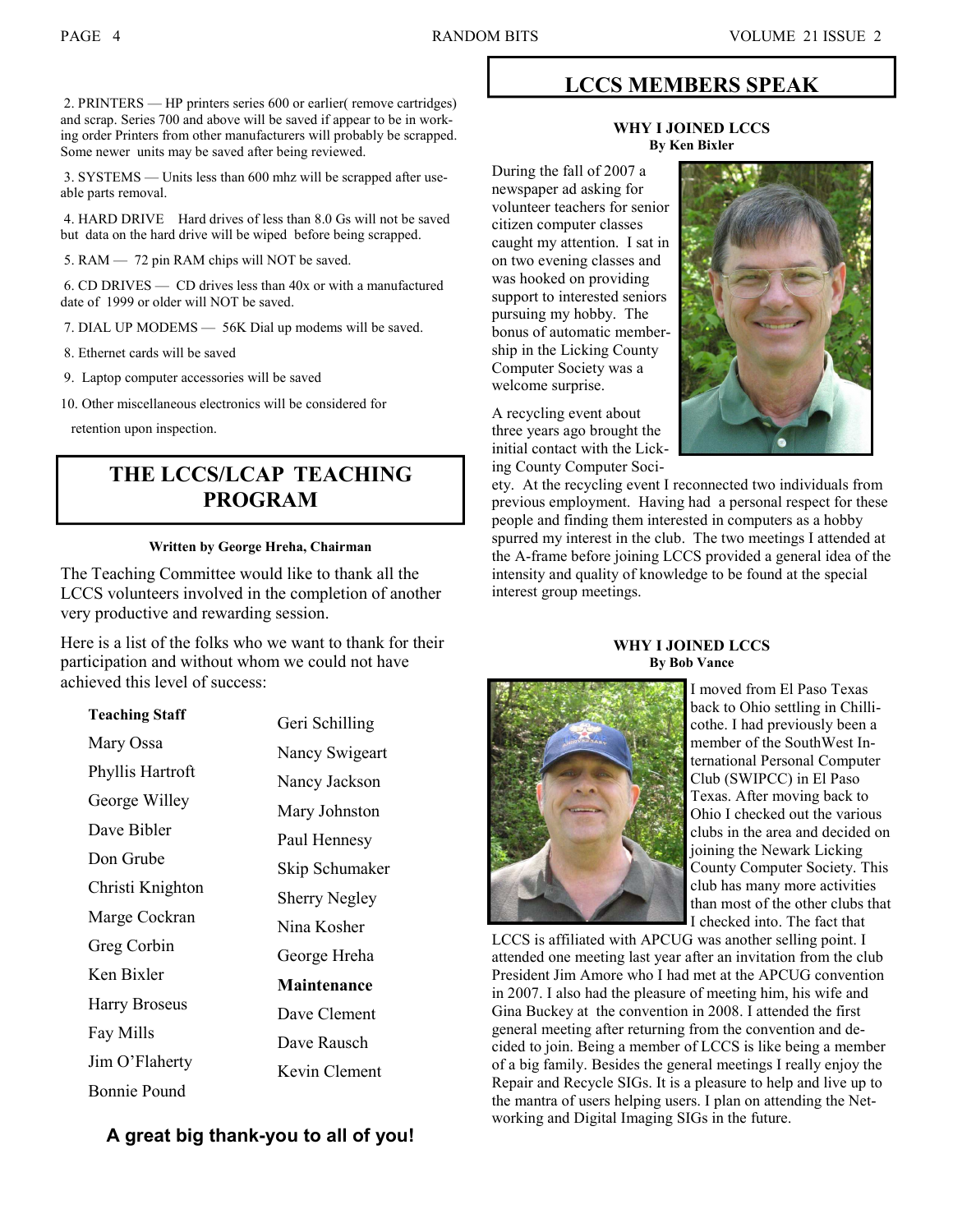2. PRINTERS — HP printers series 600 or earlier( remove cartridges) and scrap. Series 700 and above will be saved if appear to be in working order Printers from other manufacturers will probably be scrapped. Some newer units may be saved after being reviewed.

3. SYSTEMS — Units less than 600 mhz will be scrapped after useable parts removal.

4. HARD DRIVE Hard drives of less than 8.0 Gs will not be saved but data on the hard drive will be wiped before being scrapped.

5. RAM — 72 pin RAM chips will NOT be saved.

6. CD DRIVES — CD drives less than 40x or with a manufactured date of 1999 or older will NOT be saved.

7. DIAL UP MODEMS — 56K Dial up modems will be saved.

8. Ethernet cards will be saved

9. Laptop computer accessories will be saved

10. Other miscellaneous electronics will be considered for retention upon inspection.

## THE LCCS/LCAP TEACHING PROGRAM

**Written by George Hreha, Chairman**

The Teaching Committee would like to thank all the LCCS volunteers involved in the completion of another very productive and rewarding session.

Here is a list of the folks who we want to thank for their participation and without whom we could not have achieved this level of success:

**Teaching Staff**

Mary Ossa
Phyllis Hartroft
George Willey
Dave Bibler
Don Grube
Christi Knighton
Marge Cockran
Greg Corbin
Ken Bixler
Harry Broseus
Fay Mills
Jim O'Flaherty
Bonnie Pound
Geri Schilling
Nancy Swigeart
Nancy Jackson
Mary Johnston
Paul Hennesy
Skip Schumaker
Sherry Negley
Nina Kosher
George Hreha

**Maintenance**

Dave Clement
Dave Rausch
Kevin Clement

**A great big thank-you to all of you!**

## LCCS MEMBERS SPEAK

### WHY I JOINED LCCS
**By Ken Bixler**

During the fall of 2007 a newspaper ad asking for volunteer teachers for senior citizen computer classes caught my attention. I sat in on two evening classes and was hooked on providing support to interested seniors pursuing my hobby. The bonus of automatic membership in the Licking County Computer Society was a welcome surprise.

A recycling event about three years ago brought the initial contact with the Licking County Computer Society. At the recycling event I reconnected two individuals from previous employment. Having had a personal respect for these people and finding them interested in computers as a hobby spurred my interest in the club. The two meetings I attended at the A-frame before joining LCCS provided a general idea of the intensity and quality of knowledge to be found at the special interest group meetings.

### WHY I JOINED LCCS
**By Bob Vance**

I moved from El Paso Texas back to Ohio settling in Chillicothe. I had previously been a member of the SouthWest International Personal Computer Club (SWIPCC) in El Paso Texas. After moving back to Ohio I checked out the various clubs in the area and decided on joining the Newark Licking County Computer Society. This club has many more activities than most of the other clubs that I checked into. The fact that LCCS is affiliated with APCUG was another selling point. I attended one meeting last year after an invitation from the club President Jim Amore who I had met at the APCUG convention in 2007. I also had the pleasure of meeting him, his wife and Gina Buckey at the convention in 2008. I attended the first general meeting after returning from the convention and decided to join. Being a member of LCCS is like being a member of a big family. Besides the general meetings I really enjoy the Repair and Recycle SIGs. It is a pleasure to help and live up to the mantra of users helping users. I plan on attending the Networking and Digital Imaging SIGs in the future.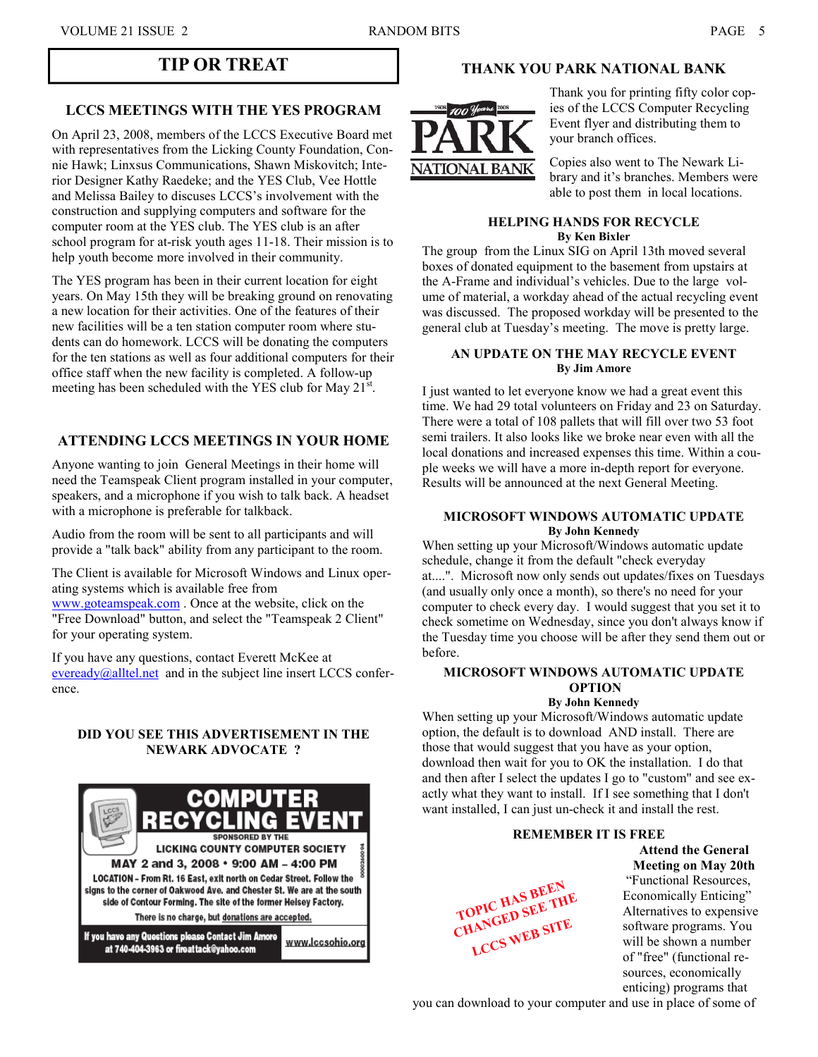# TIP OR TREAT

## LCCS MEETINGS WITH THE YES PROGRAM

On April 23, 2008, members of the LCCS Executive Board met with representatives from the Licking County Foundation, Connie Hawk; Linxsus Communications, Shawn Miskovitch; Interior Designer Kathy Raedeke; and the YES Club, Vee Hottle and Melissa Bailey to discuses LCCS's involvement with the construction and supplying computers and software for the computer room at the YES club. The YES club is an after school program for at-risk youth ages 11-18. Their mission is to help youth become more involved in their community.

The YES program has been in their current location for eight years. On May 15th they will be breaking ground on renovating a new location for their activities. One of the features of their new facilities will be a ten station computer room where students can do homework. LCCS will be donating the computers for the ten stations as well as four additional computers for their office staff when the new facility is completed. A follow-up meeting has been scheduled with the YES club for May 21st.

## ATTENDING LCCS MEETINGS IN YOUR HOME

Anyone wanting to join General Meetings in their home will need the Teamspeak Client program installed in your computer, speakers, and a microphone if you wish to talk back. A headset with a microphone is preferable for talkback.

Audio from the room will be sent to all participants and will provide a "talk back" ability from any participant to the room.

The Client is available for Microsoft Windows and Linux operating systems which is available free from www.goteamspeak.com . Once at the website, click on the "Free Download" button, and select the "Teamspeak 2 Client" for your operating system.

If you have any questions, contact Everett McKee at eveready@alltel.net and in the subject line insert LCCS conference.

## DID YOU SEE THIS ADVERTISEMENT IN THE NEWARK ADVOCATE ?

**COMPUTER RECYCLING EVENT**
SPONSORED BY THE
**LICKING COUNTY COMPUTER SOCIETY**
**MAY 2 and 3, 2008 • 9:00 AM – 4:00 PM**
LOCATION - From Rt. 16 East, exit north on Cedar Street. Follow the signs to the corner of Oakwood Ave. and Chester St. We are at the south side of Contour Forming. The site of the former Heisey Factory.
There is no charge, but donations are accepted.
If you have any Questions please Contact Jim Amore at 740-404-3963 or fireattack@yahoo.com
www.lccsohio.org

## THANK YOU PARK NATIONAL BANK

Thank you for printing fifty color copies of the LCCS Computer Recycling Event flyer and distributing them to your branch offices.

Copies also went to The Newark Library and it's branches. Members were able to post them in local locations.

## HELPING HANDS FOR RECYCLE

**By Ken Bixler**

The group from the Linux SIG on April 13th moved several boxes of donated equipment to the basement from upstairs at the A-Frame and individual's vehicles. Due to the large volume of material, a workday ahead of the actual recycling event was discussed. The proposed workday will be presented to the general club at Tuesday's meeting. The move is pretty large.

## AN UPDATE ON THE MAY RECYCLE EVENT

**By Jim Amore**

I just wanted to let everyone know we had a great event this time. We had 29 total volunteers on Friday and 23 on Saturday. There were a total of 108 pallets that will fill over two 53 foot semi trailers. It also looks like we broke near even with all the local donations and increased expenses this time. Within a couple weeks we will have a more in-depth report for everyone. Results will be announced at the next General Meeting.

## MICROSOFT WINDOWS AUTOMATIC UPDATE

**By John Kennedy**

When setting up your Microsoft/Windows automatic update schedule, change it from the default "check everyday at....". Microsoft now only sends out updates/fixes on Tuesdays (and usually only once a month), so there's no need for your computer to check every day. I would suggest that you set it to check sometime on Wednesday, since you don't always know if the Tuesday time you choose will be after they send them out or before.

## MICROSOFT WINDOWS AUTOMATIC UPDATE OPTION

**By John Kennedy**

When setting up your Microsoft/Windows automatic update option, the default is to download AND install. There are those that would suggest that you have as your option, download then wait for you to OK the installation. I do that and then after I select the updates I go to "custom" and see exactly what they want to install. If I see something that I don't want installed, I can just un-check it and install the rest.

## REMEMBER IT IS FREE

TOPIC HAS BEEN CHANGED SEE THE LCCS WEB SITE

**Attend the General Meeting on May 20th**

"Functional Resources, Economically Enticing" Alternatives to expensive software programs. You will be shown a number of "free" (functional resources, economically enticing) programs that you can download to your computer and use in place of some of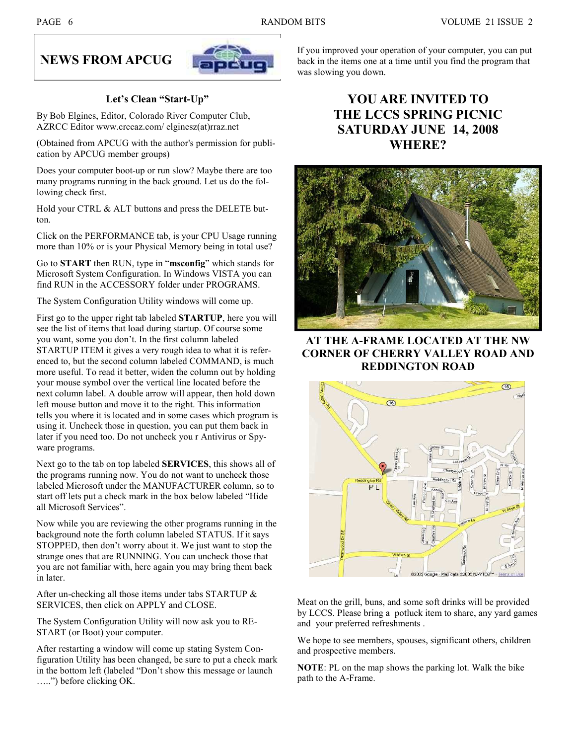## NEWS FROM APCUG

### Let's Clean "Start-Up"

By Bob Elgines, Editor, Colorado River Computer Club, AZRCC Editor www.crccaz.com/ elginesz(at)rraz.net

(Obtained from APCUG with the author's permission for publication by APCUG member groups)

Does your computer boot-up or run slow? Maybe there are too many programs running in the back ground. Let us do the following check first.

Hold your CTRL & ALT buttons and press the DELETE button.

Click on the PERFORMANCE tab, is your CPU Usage running more than 10% or is your Physical Memory being in total use?

Go to **START** then RUN, type in "**msconfig**" which stands for Microsoft System Configuration. In Windows VISTA you can find RUN in the ACCESSORY folder under PROGRAMS.

The System Configuration Utility windows will come up.

First go to the upper right tab labeled **STARTUP**, here you will see the list of items that load during startup. Of course some you want, some you don't. In the first column labeled STARTUP ITEM it gives a very rough idea to what it is referenced to, but the second column labeled COMMAND, is much more useful. To read it better, widen the column out by holding your mouse symbol over the vertical line located before the next column label. A double arrow will appear, then hold down left mouse button and move it to the right. This information tells you where it is located and in some cases which program is using it. Uncheck those in question, you can put them back in later if you need too. Do not uncheck you r Antivirus or Spyware programs.

Next go to the tab on top labeled **SERVICES**, this shows all of the programs running now. You do not want to uncheck those labeled Microsoft under the MANUFACTURER column, so to start off lets put a check mark in the box below labeled "Hide all Microsoft Services".

Now while you are reviewing the other programs running in the background note the forth column labeled STATUS. If it says STOPPED, then don't worry about it. We just want to stop the strange ones that are RUNNING. You can uncheck those that you are not familiar with, here again you may bring them back in later.

After un-checking all those items under tabs STARTUP & SERVICES, then click on APPLY and CLOSE.

The System Configuration Utility will now ask you to RESTART (or Boot) your computer.

After restarting a window will come up stating System Configuration Utility has been changed, be sure to put a check mark in the bottom left (labeled "Don't show this message or launch …..") before clicking OK.

If you improved your operation of your computer, you can put back in the items one at a time until you find the program that was slowing you down.

## YOU ARE INVITED TO THE LCCS SPRING PICNIC SATURDAY JUNE 14, 2008 WHERE?

### AT THE A-FRAME LOCATED AT THE NW CORNER OF CHERRY VALLEY ROAD AND REDDINGTON ROAD

Meat on the grill, buns, and some soft drinks will be provided by LCCS. Please bring a potluck item to share, any yard games and your preferred refreshments .

We hope to see members, spouses, significant others, children and prospective members.

**NOTE**: PL on the map shows the parking lot. Walk the bike path to the A-Frame.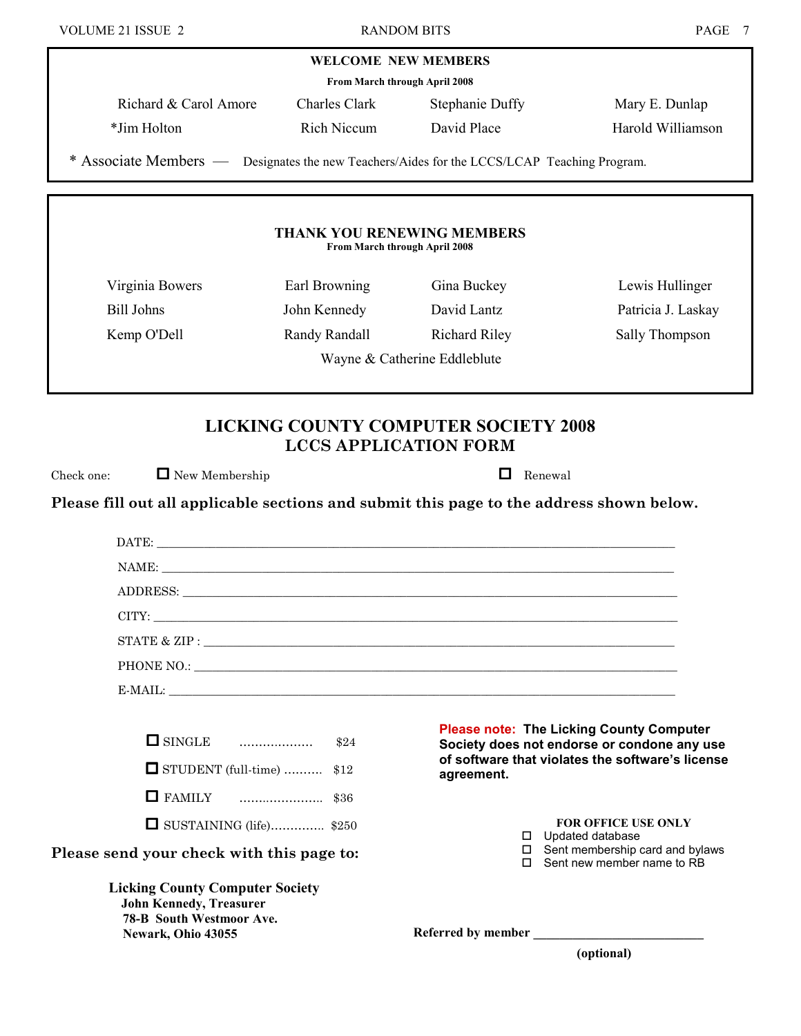## WELCOME NEW MEMBERS

**From March through April 2008**

| | | | |
|---|---|---|---|
| Richard & Carol Amore | Charles Clark | Stephanie Duffy | Mary E. Dunlap |
| *Jim Holton | Rich Niccum | David Place | Harold Williamson |

* Associate Members — Designates the new Teachers/Aides for the LCCS/LCAP Teaching Program.

## THANK YOU RENEWING MEMBERS

**From March through April 2008**

| | | | |
|---|---|---|---|
| Virginia Bowers | Earl Browning | Gina Buckey | Lewis Hullinger |
| Bill Johns | John Kennedy | David Lantz | Patricia J. Laskay |
| Kemp O'Dell | Randy Randall | Richard Riley | Sally Thompson |

Wayne & Catherine Eddleblute

# LICKING COUNTY COMPUTER SOCIETY 2008
# LCCS APPLICATION FORM

Check one: ☐ New Membership ☐ Renewal

**Please fill out all applicable sections and submit this page to the address shown below.**

DATE: ____________________

NAME: ____________________

ADDRESS: ____________________

CITY: ____________________

STATE & ZIP : ____________________

PHONE NO.: ____________________

E-MAIL: ____________________

- ☐ SINGLE .................. $24
- ☐ STUDENT (full-time) .......... $12
- ☐ FAMILY ...................... $36
- ☐ SUSTAINING (life).............. $250

**Please note: The Licking County Computer Society does not endorse or condone any use of software that violates the software's license agreement.**

**FOR OFFICE USE ONLY**

- ☐ Updated database
- ☐ Sent membership card and bylaws
- ☐ Sent new member name to RB

**Please send your check with this page to:**

**Licking County Computer Society**
**John Kennedy, Treasurer**
**78-B South Westmoor Ave.**
**Newark, Ohio 43055**

**Referred by member** ____________________
**(optional)**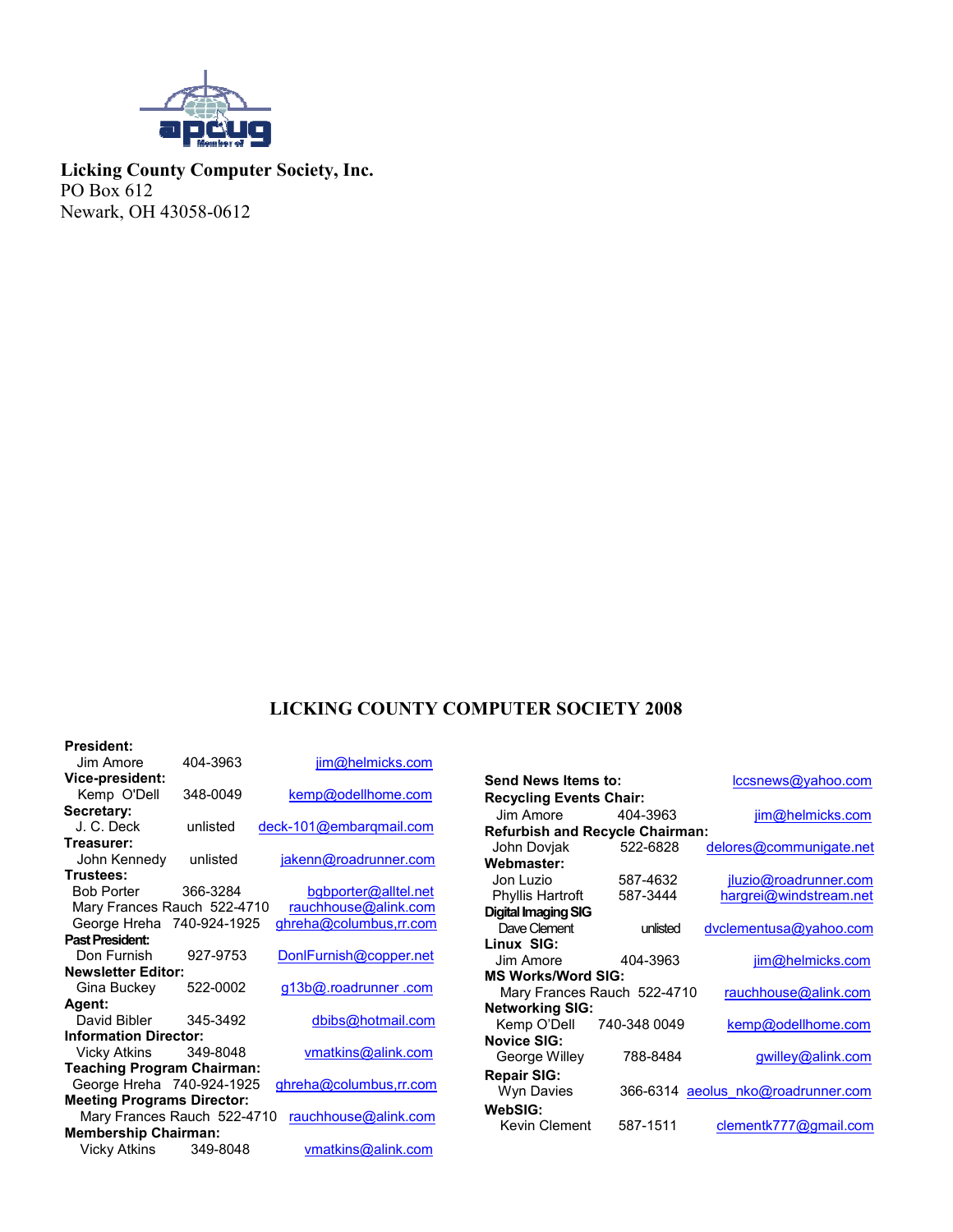**Licking County Computer Society, Inc.**
PO Box 612
Newark, OH 43058-0612

## LICKING COUNTY COMPUTER SOCIETY 2008

**President:**
Jim Amore 404-3963 jim@helmicks.com
**Vice-president:**
Kemp O'Dell 348-0049 kemp@odellhome.com
**Secretary:**
J. C. Deck unlisted deck-101@embarqmail.com
**Treasurer:**
John Kennedy unlisted jakenn@roadrunner.com
**Trustees:**
Bob Porter 366-3284 bgbporter@alltel.net
Mary Frances Rauch 522-4710 rauchhouse@alink.com
George Hreha 740-924-1925 ghreha@columbus,rr.com
**Past President:**
Don Furnish 927-9753 DonlFurnish@copper.net
**Newsletter Editor:**
Gina Buckey 522-0002 g13b@.roadrunner .com
**Agent:**
David Bibler 345-3492 dbibs@hotmail.com
**Information Director:**
Vicky Atkins 349-8048 vmatkins@alink.com
**Teaching Program Chairman:**
George Hreha 740-924-1925 ghreha@columbus,rr.com
**Meeting Programs Director:**
Mary Frances Rauch 522-4710 rauchhouse@alink.com
**Membership Chairman:**
Vicky Atkins 349-8048 vmatkins@alink.com

**Send News Items to:** lccsnews@yahoo.com
**Recycling Events Chair:**
Jim Amore 404-3963 jim@helmicks.com
**Refurbish and Recycle Chairman:**
John Dovjak 522-6828 delores@communigate.net
**Webmaster:**
Jon Luzio 587-4632 jluzio@roadrunner.com
Phyllis Hartroft 587-3444 hargrei@windstream.net
**Digital Imaging SIG**
Dave Clement unlisted dvclementusa@yahoo.com
**Linux SIG:**
Jim Amore 404-3963 jim@helmicks.com
**MS Works/Word SIG:**
Mary Frances Rauch 522-4710 rauchhouse@alink.com
**Networking SIG:**
Kemp O'Dell 740-348 0049 kemp@odellhome.com
**Novice SIG:**
George Willey 788-8484 gwilley@alink.com
**Repair SIG:**
Wyn Davies 366-6314 aeolus_nko@roadrunner.com
**WebSIG:**
Kevin Clement 587-1511 clementk777@gmail.com